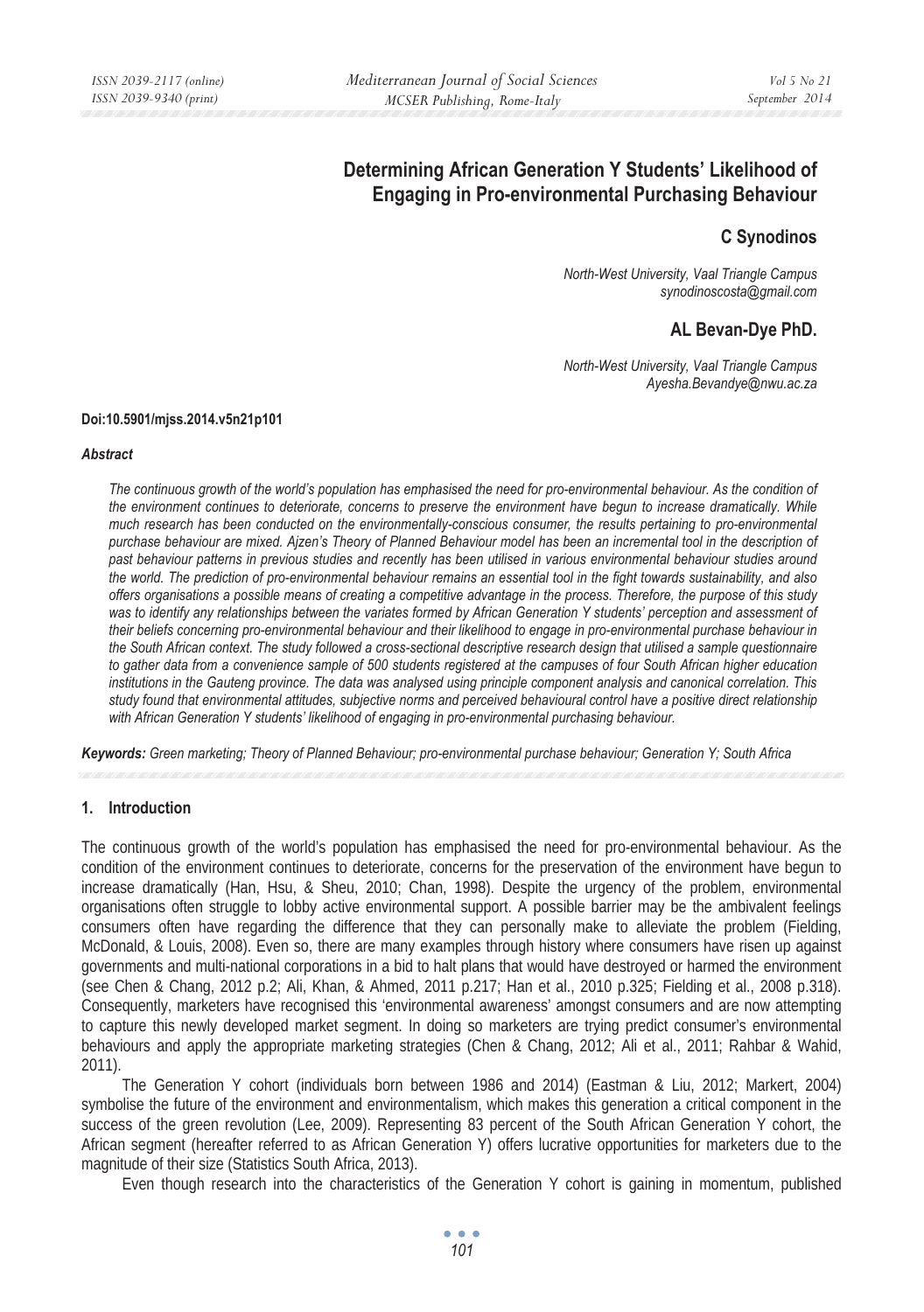# Determining African Generation Y Students' Likelihood of Engaging in Pro-environmental Purchasing Behaviour

## C Synodinos

*North-West University, Vaal Triangle Campus*
*synodinoscosta@gmail.com*

## AL Bevan-Dye PhD.

*North-West University, Vaal Triangle Campus*
*Ayesha.Bevandye@nwu.ac.za*

**Doi:10.5901/mjss.2014.v5n21p101**

### *Abstract*

*The continuous growth of the world's population has emphasised the need for pro-environmental behaviour. As the condition of the environment continues to deteriorate, concerns to preserve the environment have begun to increase dramatically. While much research has been conducted on the environmentally-conscious consumer, the results pertaining to pro-environmental purchase behaviour are mixed. Ajzen's Theory of Planned Behaviour model has been an incremental tool in the description of past behaviour patterns in previous studies and recently has been utilised in various environmental behaviour studies around the world. The prediction of pro-environmental behaviour remains an essential tool in the fight towards sustainability, and also offers organisations a possible means of creating a competitive advantage in the process. Therefore, the purpose of this study was to identify any relationships between the variates formed by African Generation Y students' perception and assessment of their beliefs concerning pro-environmental behaviour and their likelihood to engage in pro-environmental purchase behaviour in the South African context. The study followed a cross-sectional descriptive research design that utilised a sample questionnaire to gather data from a convenience sample of 500 students registered at the campuses of four South African higher education institutions in the Gauteng province. The data was analysed using principle component analysis and canonical correlation. This study found that environmental attitudes, subjective norms and perceived behavioural control have a positive direct relationship with African Generation Y students' likelihood of engaging in pro-environmental purchasing behaviour.*

***Keywords:*** *Green marketing; Theory of Planned Behaviour; pro-environmental purchase behaviour; Generation Y; South Africa*

## 1. Introduction

The continuous growth of the world's population has emphasised the need for pro-environmental behaviour. As the condition of the environment continues to deteriorate, concerns for the preservation of the environment have begun to increase dramatically (Han, Hsu, & Sheu, 2010; Chan, 1998). Despite the urgency of the problem, environmental organisations often struggle to lobby active environmental support. A possible barrier may be the ambivalent feelings consumers often have regarding the difference that they can personally make to alleviate the problem (Fielding, McDonald, & Louis, 2008). Even so, there are many examples through history where consumers have risen up against governments and multi-national corporations in a bid to halt plans that would have destroyed or harmed the environment (see Chen & Chang, 2012 p.2; Ali, Khan, & Ahmed, 2011 p.217; Han et al., 2010 p.325; Fielding et al., 2008 p.318). Consequently, marketers have recognised this 'environmental awareness' amongst consumers and are now attempting to capture this newly developed market segment. In doing so marketers are trying predict consumer's environmental behaviours and apply the appropriate marketing strategies (Chen & Chang, 2012; Ali et al., 2011; Rahbar & Wahid, 2011).

The Generation Y cohort (individuals born between 1986 and 2014) (Eastman & Liu, 2012; Markert, 2004) symbolise the future of the environment and environmentalism, which makes this generation a critical component in the success of the green revolution (Lee, 2009). Representing 83 percent of the South African Generation Y cohort, the African segment (hereafter referred to as African Generation Y) offers lucrative opportunities for marketers due to the magnitude of their size (Statistics South Africa, 2013).

Even though research into the characteristics of the Generation Y cohort is gaining in momentum, published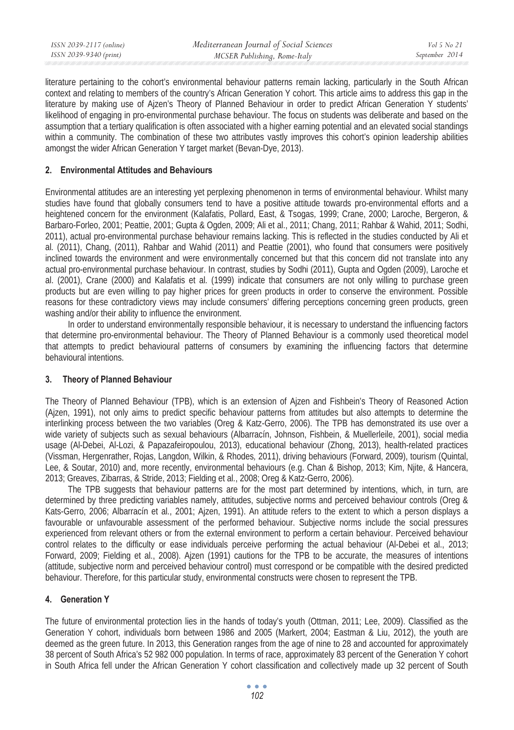literature pertaining to the cohort's environmental behaviour patterns remain lacking, particularly in the South African context and relating to members of the country's African Generation Y cohort. This article aims to address this gap in the literature by making use of Ajzen's Theory of Planned Behaviour in order to predict African Generation Y students' likelihood of engaging in pro-environmental purchase behaviour. The focus on students was deliberate and based on the assumption that a tertiary qualification is often associated with a higher earning potential and an elevated social standings within a community. The combination of these two attributes vastly improves this cohort's opinion leadership abilities amongst the wider African Generation Y target market (Bevan-Dye, 2013).

## 2. Environmental Attitudes and Behaviours

Environmental attitudes are an interesting yet perplexing phenomenon in terms of environmental behaviour. Whilst many studies have found that globally consumers tend to have a positive attitude towards pro-environmental efforts and a heightened concern for the environment (Kalafatis, Pollard, East, & Tsogas, 1999; Crane, 2000; Laroche, Bergeron, & Barbaro-Forleo, 2001; Peattie, 2001; Gupta & Ogden, 2009; Ali et al., 2011; Chang, 2011; Rahbar & Wahid, 2011; Sodhi, 2011), actual pro-environmental purchase behaviour remains lacking. This is reflected in the studies conducted by Ali et al. (2011), Chang, (2011), Rahbar and Wahid (2011) and Peattie (2001), who found that consumers were positively inclined towards the environment and were environmentally concerned but that this concern did not translate into any actual pro-environmental purchase behaviour. In contrast, studies by Sodhi (2011), Gupta and Ogden (2009), Laroche et al. (2001), Crane (2000) and Kalafatis et al. (1999) indicate that consumers are not only willing to purchase green products but are even willing to pay higher prices for green products in order to conserve the environment. Possible reasons for these contradictory views may include consumers' differing perceptions concerning green products, green washing and/or their ability to influence the environment.

In order to understand environmentally responsible behaviour, it is necessary to understand the influencing factors that determine pro-environmental behaviour. The Theory of Planned Behaviour is a commonly used theoretical model that attempts to predict behavioural patterns of consumers by examining the influencing factors that determine behavioural intentions.

## 3. Theory of Planned Behaviour

The Theory of Planned Behaviour (TPB), which is an extension of Ajzen and Fishbein's Theory of Reasoned Action (Ajzen, 1991), not only aims to predict specific behaviour patterns from attitudes but also attempts to determine the interlinking process between the two variables (Oreg & Katz-Gerro, 2006). The TPB has demonstrated its use over a wide variety of subjects such as sexual behaviours (Albarracín, Johnson, Fishbein, & Muellerleile, 2001), social media usage (Al-Debei, Al-Lozi, & Papazafeiropoulou, 2013), educational behaviour (Zhong, 2013), health-related practices (Vissman, Hergenrather, Rojas, Langdon, Wilkin, & Rhodes, 2011), driving behaviours (Forward, 2009), tourism (Quintal, Lee, & Soutar, 2010) and, more recently, environmental behaviours (e.g. Chan & Bishop, 2013; Kim, Njite, & Hancera, 2013; Greaves, Zibarras, & Stride, 2013; Fielding et al., 2008; Oreg & Katz-Gerro, 2006).

The TPB suggests that behaviour patterns are for the most part determined by intentions, which, in turn, are determined by three predicting variables namely, attitudes, subjective norms and perceived behaviour controls (Oreg & Kats-Gerro, 2006; Albarracín et al., 2001; Ajzen, 1991). An attitude refers to the extent to which a person displays a favourable or unfavourable assessment of the performed behaviour. Subjective norms include the social pressures experienced from relevant others or from the external environment to perform a certain behaviour. Perceived behaviour control relates to the difficulty or ease individuals perceive performing the actual behaviour (Al-Debei et al., 2013; Forward, 2009; Fielding et al., 2008). Ajzen (1991) cautions for the TPB to be accurate, the measures of intentions (attitude, subjective norm and perceived behaviour control) must correspond or be compatible with the desired predicted behaviour. Therefore, for this particular study, environmental constructs were chosen to represent the TPB.

## 4. Generation Y

The future of environmental protection lies in the hands of today's youth (Ottman, 2011; Lee, 2009). Classified as the Generation Y cohort, individuals born between 1986 and 2005 (Markert, 2004; Eastman & Liu, 2012), the youth are deemed as the green future. In 2013, this Generation ranges from the age of nine to 28 and accounted for approximately 38 percent of South Africa's 52 982 000 population. In terms of race, approximately 83 percent of the Generation Y cohort in South Africa fell under the African Generation Y cohort classification and collectively made up 32 percent of South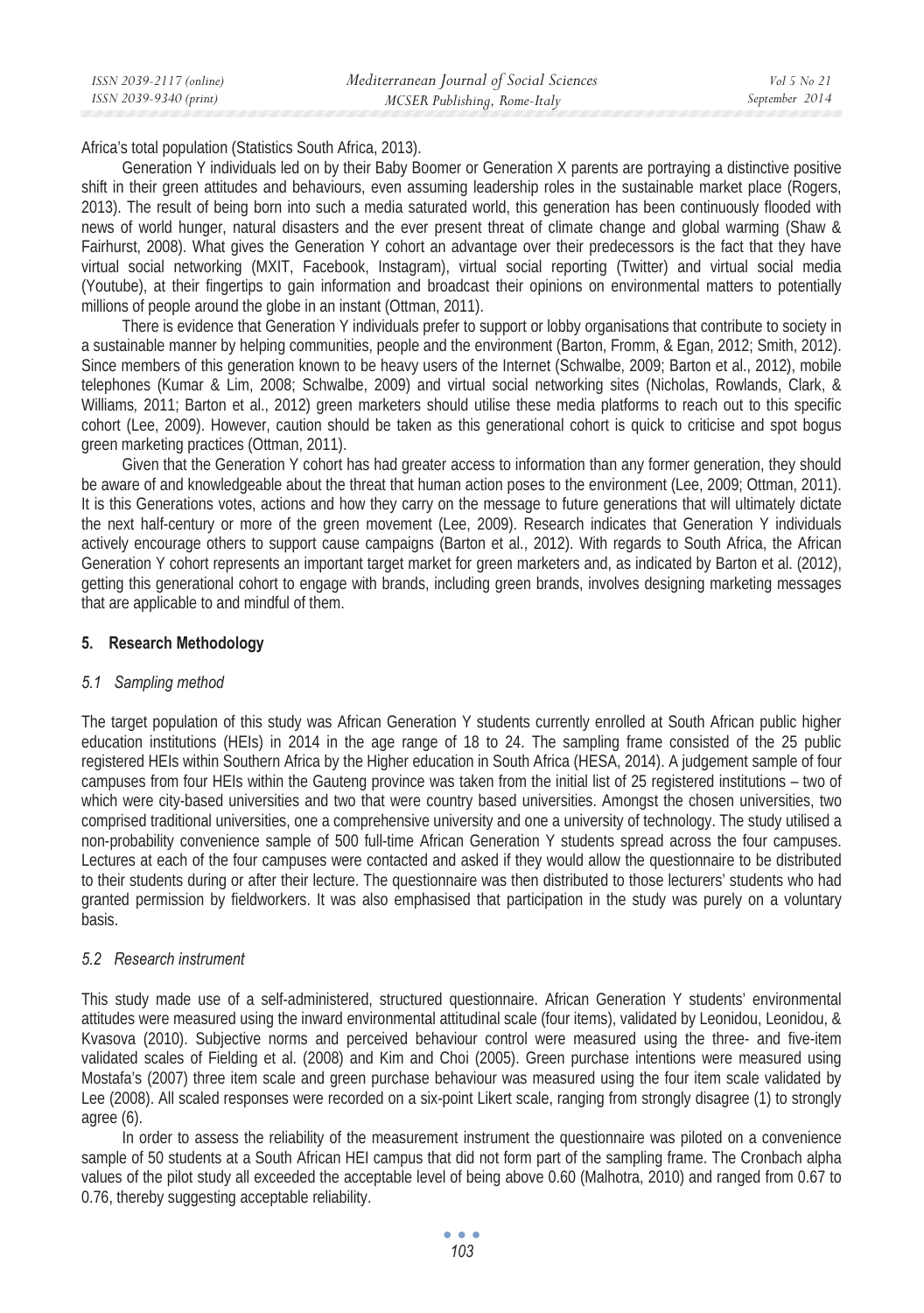Africa's total population (Statistics South Africa, 2013).

Generation Y individuals led on by their Baby Boomer or Generation X parents are portraying a distinctive positive shift in their green attitudes and behaviours, even assuming leadership roles in the sustainable market place (Rogers, 2013). The result of being born into such a media saturated world, this generation has been continuously flooded with news of world hunger, natural disasters and the ever present threat of climate change and global warming (Shaw & Fairhurst, 2008). What gives the Generation Y cohort an advantage over their predecessors is the fact that they have virtual social networking (MXIT, Facebook, Instagram), virtual social reporting (Twitter) and virtual social media (Youtube), at their fingertips to gain information and broadcast their opinions on environmental matters to potentially millions of people around the globe in an instant (Ottman, 2011).

There is evidence that Generation Y individuals prefer to support or lobby organisations that contribute to society in a sustainable manner by helping communities, people and the environment (Barton, Fromm, & Egan, 2012; Smith, 2012). Since members of this generation known to be heavy users of the Internet (Schwalbe, 2009; Barton et al., 2012), mobile telephones (Kumar & Lim, 2008; Schwalbe, 2009) and virtual social networking sites (Nicholas, Rowlands, Clark, & Williams*,* 2011; Barton et al., 2012) green marketers should utilise these media platforms to reach out to this specific cohort (Lee, 2009). However, caution should be taken as this generational cohort is quick to criticise and spot bogus green marketing practices (Ottman, 2011).

Given that the Generation Y cohort has had greater access to information than any former generation, they should be aware of and knowledgeable about the threat that human action poses to the environment (Lee, 2009; Ottman, 2011). It is this Generations votes, actions and how they carry on the message to future generations that will ultimately dictate the next half-century or more of the green movement (Lee, 2009). Research indicates that Generation Y individuals actively encourage others to support cause campaigns (Barton et al., 2012). With regards to South Africa, the African Generation Y cohort represents an important target market for green marketers and, as indicated by Barton et al. (2012), getting this generational cohort to engage with brands, including green brands, involves designing marketing messages that are applicable to and mindful of them.

## 5. Research Methodology

### *5.1 Sampling method*

The target population of this study was African Generation Y students currently enrolled at South African public higher education institutions (HEIs) in 2014 in the age range of 18 to 24. The sampling frame consisted of the 25 public registered HEIs within Southern Africa by the Higher education in South Africa (HESA, 2014). A judgement sample of four campuses from four HEIs within the Gauteng province was taken from the initial list of 25 registered institutions – two of which were city-based universities and two that were country based universities. Amongst the chosen universities, two comprised traditional universities, one a comprehensive university and one a university of technology. The study utilised a non-probability convenience sample of 500 full-time African Generation Y students spread across the four campuses. Lectures at each of the four campuses were contacted and asked if they would allow the questionnaire to be distributed to their students during or after their lecture. The questionnaire was then distributed to those lecturers' students who had granted permission by fieldworkers. It was also emphasised that participation in the study was purely on a voluntary basis.

### *5.2 Research instrument*

This study made use of a self-administered, structured questionnaire. African Generation Y students' environmental attitudes were measured using the inward environmental attitudinal scale (four items), validated by Leonidou, Leonidou, & Kvasova (2010). Subjective norms and perceived behaviour control were measured using the three- and five-item validated scales of Fielding et al. (2008) and Kim and Choi (2005). Green purchase intentions were measured using Mostafa's (2007) three item scale and green purchase behaviour was measured using the four item scale validated by Lee (2008). All scaled responses were recorded on a six-point Likert scale, ranging from strongly disagree (1) to strongly agree (6).

In order to assess the reliability of the measurement instrument the questionnaire was piloted on a convenience sample of 50 students at a South African HEI campus that did not form part of the sampling frame. The Cronbach alpha values of the pilot study all exceeded the acceptable level of being above 0.60 (Malhotra, 2010) and ranged from 0.67 to 0.76, thereby suggesting acceptable reliability.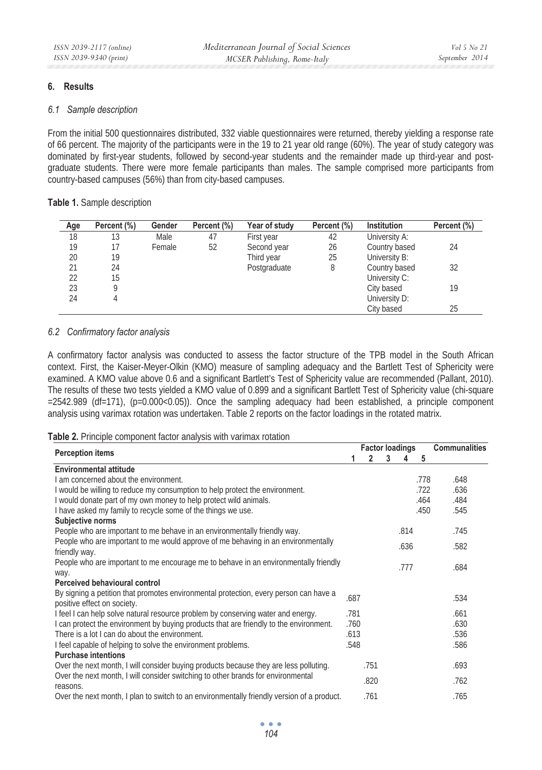## 6. Results

### *6.1 Sample description*

From the initial 500 questionnaires distributed, 332 viable questionnaires were returned, thereby yielding a response rate of 66 percent. The majority of the participants were in the 19 to 21 year old range (60%). The year of study category was dominated by first-year students, followed by second-year students and the remainder made up third-year and post-graduate students. There were more female participants than males. The sample comprised more participants from country-based campuses (56%) than from city-based campuses.

**Table 1.** Sample description

| Age | Percent (%) | Gender | Percent (%) | Year of study | Percent (%) | Institution | Percent (%) |
|---|---|---|---|---|---|---|---|
| 18 | 13 | Male | 47 | First year | 42 | University A: | |
| 19 | 17 | Female | 52 | Second year | 26 | Country based | 24 |
| 20 | 19 | | | Third year | 25 | University B: | |
| 21 | 24 | | | Postgraduate | 8 | Country based | 32 |
| 22 | 15 | | | | | University C: | |
| 23 | 9 | | | | | City based | 19 |
| 24 | 4 | | | | | University D: | |
| | | | | | | City based | 25 |

### *6.2 Confirmatory factor analysis*

A confirmatory factor analysis was conducted to assess the factor structure of the TPB model in the South African context. First, the Kaiser-Meyer-Olkin (KMO) measure of sampling adequacy and the Bartlett Test of Sphericity were examined. A KMO value above 0.6 and a significant Bartlett's Test of Sphericity value are recommended (Pallant, 2010). The results of these two tests yielded a KMO value of 0.899 and a significant Bartlett Test of Sphericity value (chi-square =2542.989 (df=171), (p=0.000<0.05)). Once the sampling adequacy had been established, a principle component analysis using varimax rotation was undertaken. Table 2 reports on the factor loadings in the rotated matrix.

**Table 2.** Principle component factor analysis with varimax rotation

| Perception items | Factor loadings | | | | | Communalities |
|---|---|---|---|---|---|---|
| | 1 | 2 | 3 | 4 | 5 | |
| **Environmental attitude** | | | | | | |
| I am concerned about the environment. | | | | | .778 | .648 |
| I would be willing to reduce my consumption to help protect the environment. | | | | | .722 | .636 |
| I would donate part of my own money to help protect wild animals. | | | | | .464 | .484 |
| I have asked my family to recycle some of the things we use. | | | | | .450 | .545 |
| **Subjective norms** | | | | | | |
| People who are important to me behave in an environmentally friendly way. | | | | .814 | | .745 |
| People who are important to me would approve of me behaving in an environmentally friendly way. | | | | .636 | | .582 |
| People who are important to me encourage me to behave in an environmentally friendly way. | | | | .777 | | .684 |
| **Perceived behavioural control** | | | | | | |
| By signing a petition that promotes environmental protection, every person can have a positive effect on society. | .687 | | | | | .534 |
| I feel I can help solve natural resource problem by conserving water and energy. | .781 | | | | | .661 |
| I can protect the environment by buying products that are friendly to the environment. | .760 | | | | | .630 |
| There is a lot I can do about the environment. | .613 | | | | | .536 |
| I feel capable of helping to solve the environment problems. | .548 | | | | | .586 |
| **Purchase intentions** | | | | | | |
| Over the next month, I will consider buying products because they are less polluting. | | .751 | | | | .693 |
| Over the next month, I will consider switching to other brands for environmental reasons. | | .820 | | | | .762 |
| Over the next month, I plan to switch to an environmentally friendly version of a product. | | .761 | | | | .765 |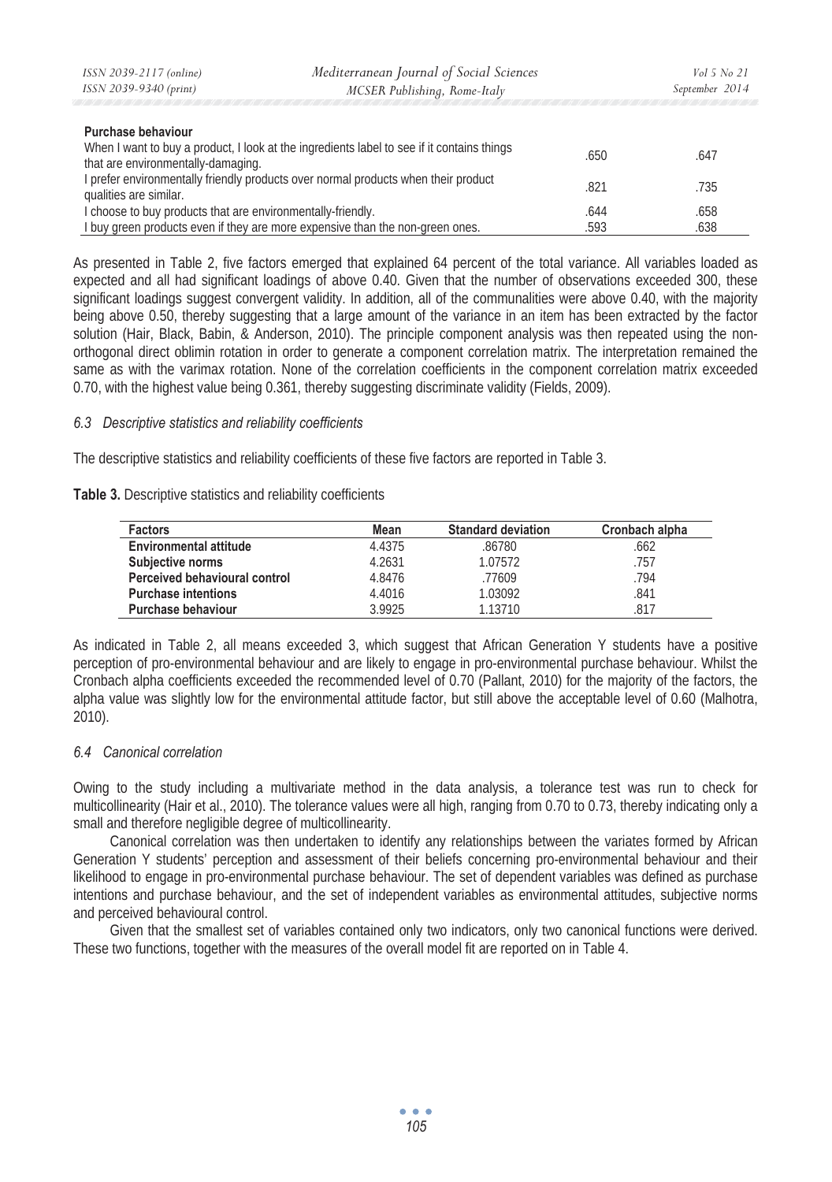| | | |
|---|---|---|
| **Purchase behaviour** | | |
| When I want to buy a product, I look at the ingredients label to see if it contains things that are environmentally-damaging. | .650 | .647 |
| I prefer environmentally friendly products over normal products when their product qualities are similar. | .821 | .735 |
| I choose to buy products that are environmentally-friendly. | .644 | .658 |
| I buy green products even if they are more expensive than the non-green ones. | .593 | .638 |

As presented in Table 2, five factors emerged that explained 64 percent of the total variance. All variables loaded as expected and all had significant loadings of above 0.40. Given that the number of observations exceeded 300, these significant loadings suggest convergent validity. In addition, all of the communalities were above 0.40, with the majority being above 0.50, thereby suggesting that a large amount of the variance in an item has been extracted by the factor solution (Hair, Black, Babin, & Anderson, 2010). The principle component analysis was then repeated using the non-orthogonal direct oblimin rotation in order to generate a component correlation matrix. The interpretation remained the same as with the varimax rotation. None of the correlation coefficients in the component correlation matrix exceeded 0.70, with the highest value being 0.361, thereby suggesting discriminate validity (Fields, 2009).

### *6.3 Descriptive statistics and reliability coefficients*

The descriptive statistics and reliability coefficients of these five factors are reported in Table 3.

**Table 3.** Descriptive statistics and reliability coefficients

| Factors | Mean | Standard deviation | Cronbach alpha |
|---|---|---|---|
| **Environmental attitude** | 4.4375 | .86780 | .662 |
| **Subjective norms** | 4.2631 | 1.07572 | .757 |
| **Perceived behavioural control** | 4.8476 | .77609 | .794 |
| **Purchase intentions** | 4.4016 | 1.03092 | .841 |
| **Purchase behaviour** | 3.9925 | 1.13710 | .817 |

As indicated in Table 2, all means exceeded 3, which suggest that African Generation Y students have a positive perception of pro-environmental behaviour and are likely to engage in pro-environmental purchase behaviour. Whilst the Cronbach alpha coefficients exceeded the recommended level of 0.70 (Pallant, 2010) for the majority of the factors, the alpha value was slightly low for the environmental attitude factor, but still above the acceptable level of 0.60 (Malhotra, 2010).

### *6.4 Canonical correlation*

Owing to the study including a multivariate method in the data analysis, a tolerance test was run to check for multicollinearity (Hair et al., 2010). The tolerance values were all high, ranging from 0.70 to 0.73, thereby indicating only a small and therefore negligible degree of multicollinearity.

Canonical correlation was then undertaken to identify any relationships between the variates formed by African Generation Y students' perception and assessment of their beliefs concerning pro-environmental behaviour and their likelihood to engage in pro-environmental purchase behaviour. The set of dependent variables was defined as purchase intentions and purchase behaviour, and the set of independent variables as environmental attitudes, subjective norms and perceived behavioural control.

Given that the smallest set of variables contained only two indicators, only two canonical functions were derived. These two functions, together with the measures of the overall model fit are reported on in Table 4.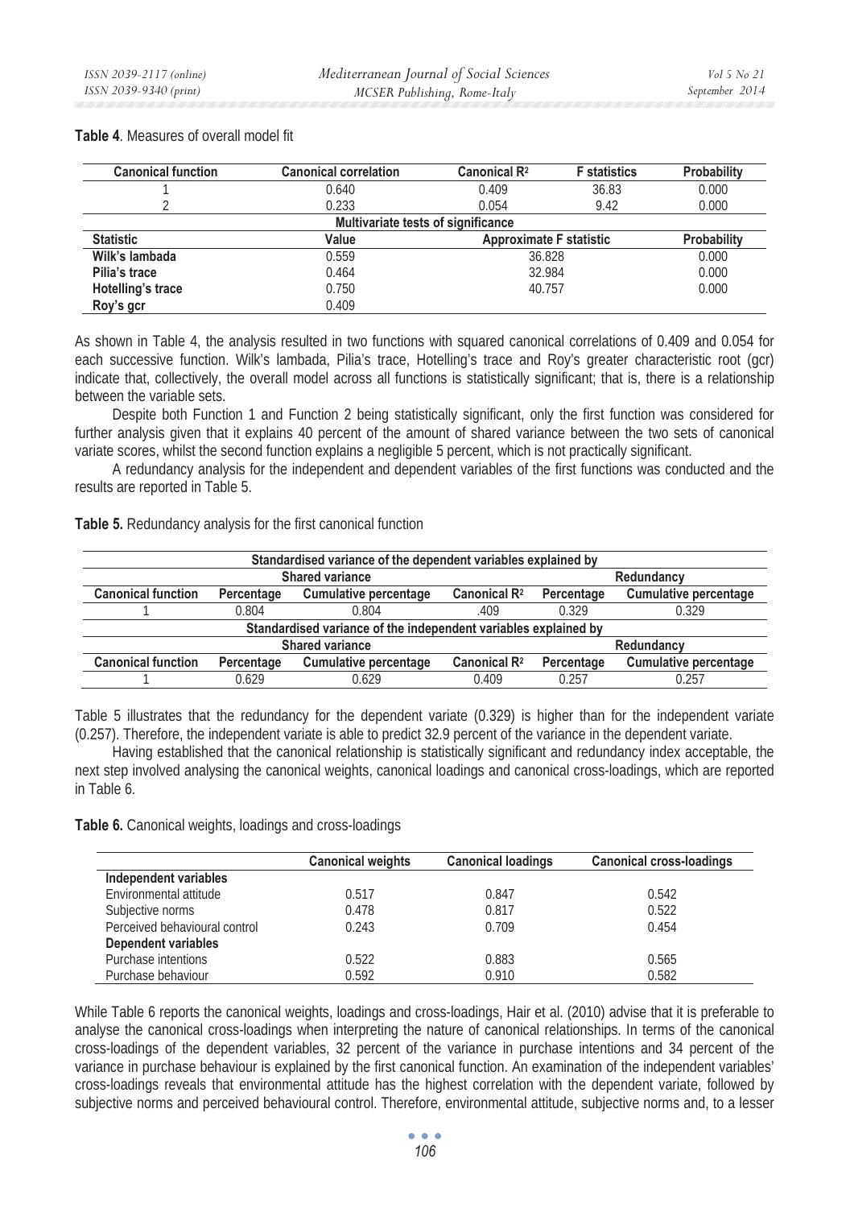**Table 4**. Measures of overall model fit

| Canonical function | Canonical correlation | Canonical $R^2$ | F statistics | Probability |
|---|---|---|---|---|
| 1 | 0.640 | 0.409 | 36.83 | 0.000 |
| 2 | 0.233 | 0.054 | 9.42 | 0.000 |
| **Multivariate tests of significance** | | | | |
| **Statistic** | **Value** | **Approximate F statistic** | | **Probability** |
| **Wilk's lambada** | 0.559 | 36.828 | | 0.000 |
| **Pilia's trace** | 0.464 | 32.984 | | 0.000 |
| **Hotelling's trace** | 0.750 | 40.757 | | 0.000 |
| **Roy's gcr** | 0.409 | | | |

As shown in Table 4, the analysis resulted in two functions with squared canonical correlations of 0.409 and 0.054 for each successive function. Wilk's lambada, Pilia's trace, Hotelling's trace and Roy's greater characteristic root (gcr) indicate that, collectively, the overall model across all functions is statistically significant; that is, there is a relationship between the variable sets.

Despite both Function 1 and Function 2 being statistically significant, only the first function was considered for further analysis given that it explains 40 percent of the amount of shared variance between the two sets of canonical variate scores, whilst the second function explains a negligible 5 percent, which is not practically significant.

A redundancy analysis for the independent and dependent variables of the first functions was conducted and the results are reported in Table 5.

**Table 5.** Redundancy analysis for the first canonical function

| Standardised variance of the dependent variables explained by | | | | | |
|---|---|---|---|---|---|
| **Shared variance** | | | | **Redundancy** | |
| **Canonical function** | **Percentage** | **Cumulative percentage** | **Canonical $R^2$** | **Percentage** | **Cumulative percentage** |
| 1 | 0.804 | 0.804 | .409 | 0.329 | 0.329 |
| **Standardised variance of the independent variables explained by** | | | | | |
| **Shared variance** | | | | **Redundancy** | |
| **Canonical function** | **Percentage** | **Cumulative percentage** | **Canonical $R^2$** | **Percentage** | **Cumulative percentage** |
| 1 | 0.629 | 0.629 | 0.409 | 0.257 | 0.257 |

Table 5 illustrates that the redundancy for the dependent variate (0.329) is higher than for the independent variate (0.257). Therefore, the independent variate is able to predict 32.9 percent of the variance in the dependent variate.

Having established that the canonical relationship is statistically significant and redundancy index acceptable, the next step involved analysing the canonical weights, canonical loadings and canonical cross-loadings, which are reported in Table 6.

**Table 6.** Canonical weights, loadings and cross-loadings

| | Canonical weights | Canonical loadings | Canonical cross-loadings |
|---|---|---|---|
| **Independent variables** | | | |
| Environmental attitude | 0.517 | 0.847 | 0.542 |
| Subjective norms | 0.478 | 0.817 | 0.522 |
| Perceived behavioural control | 0.243 | 0.709 | 0.454 |
| **Dependent variables** | | | |
| Purchase intentions | 0.522 | 0.883 | 0.565 |
| Purchase behaviour | 0.592 | 0.910 | 0.582 |

While Table 6 reports the canonical weights, loadings and cross-loadings, Hair et al. (2010) advise that it is preferable to analyse the canonical cross-loadings when interpreting the nature of canonical relationships. In terms of the canonical cross-loadings of the dependent variables, 32 percent of the variance in purchase intentions and 34 percent of the variance in purchase behaviour is explained by the first canonical function. An examination of the independent variables' cross-loadings reveals that environmental attitude has the highest correlation with the dependent variate, followed by subjective norms and perceived behavioural control. Therefore, environmental attitude, subjective norms and, to a lesser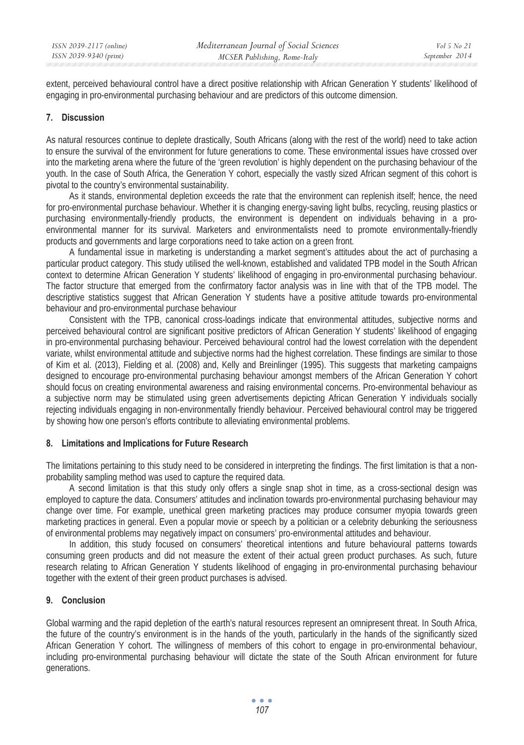extent, perceived behavioural control have a direct positive relationship with African Generation Y students' likelihood of engaging in pro-environmental purchasing behaviour and are predictors of this outcome dimension.

## 7. Discussion

As natural resources continue to deplete drastically, South Africans (along with the rest of the world) need to take action to ensure the survival of the environment for future generations to come. These environmental issues have crossed over into the marketing arena where the future of the 'green revolution' is highly dependent on the purchasing behaviour of the youth. In the case of South Africa, the Generation Y cohort, especially the vastly sized African segment of this cohort is pivotal to the country's environmental sustainability.

As it stands, environmental depletion exceeds the rate that the environment can replenish itself; hence, the need for pro-environmental purchase behaviour. Whether it is changing energy-saving light bulbs, recycling, reusing plastics or purchasing environmentally-friendly products, the environment is dependent on individuals behaving in a pro-environmental manner for its survival. Marketers and environmentalists need to promote environmentally-friendly products and governments and large corporations need to take action on a green front.

A fundamental issue in marketing is understanding a market segment's attitudes about the act of purchasing a particular product category. This study utilised the well-known, established and validated TPB model in the South African context to determine African Generation Y students' likelihood of engaging in pro-environmental purchasing behaviour. The factor structure that emerged from the confirmatory factor analysis was in line with that of the TPB model. The descriptive statistics suggest that African Generation Y students have a positive attitude towards pro-environmental behaviour and pro-environmental purchase behaviour

Consistent with the TPB, canonical cross-loadings indicate that environmental attitudes, subjective norms and perceived behavioural control are significant positive predictors of African Generation Y students' likelihood of engaging in pro-environmental purchasing behaviour. Perceived behavioural control had the lowest correlation with the dependent variate, whilst environmental attitude and subjective norms had the highest correlation. These findings are similar to those of Kim et al. (2013), Fielding et al. (2008) and, Kelly and Breinlinger (1995). This suggests that marketing campaigns designed to encourage pro-environmental purchasing behaviour amongst members of the African Generation Y cohort should focus on creating environmental awareness and raising environmental concerns. Pro-environmental behaviour as a subjective norm may be stimulated using green advertisements depicting African Generation Y individuals socially rejecting individuals engaging in non-environmentally friendly behaviour. Perceived behavioural control may be triggered by showing how one person's efforts contribute to alleviating environmental problems.

## 8. Limitations and Implications for Future Research

The limitations pertaining to this study need to be considered in interpreting the findings. The first limitation is that a non-probability sampling method was used to capture the required data.

A second limitation is that this study only offers a single snap shot in time, as a cross-sectional design was employed to capture the data. Consumers' attitudes and inclination towards pro-environmental purchasing behaviour may change over time. For example, unethical green marketing practices may produce consumer myopia towards green marketing practices in general. Even a popular movie or speech by a politician or a celebrity debunking the seriousness of environmental problems may negatively impact on consumers' pro-environmental attitudes and behaviour.

In addition, this study focused on consumers' theoretical intentions and future behavioural patterns towards consuming green products and did not measure the extent of their actual green product purchases. As such, future research relating to African Generation Y students likelihood of engaging in pro-environmental purchasing behaviour together with the extent of their green product purchases is advised.

## 9. Conclusion

Global warming and the rapid depletion of the earth's natural resources represent an omnipresent threat. In South Africa, the future of the country's environment is in the hands of the youth, particularly in the hands of the significantly sized African Generation Y cohort. The willingness of members of this cohort to engage in pro-environmental behaviour, including pro-environmental purchasing behaviour will dictate the state of the South African environment for future generations.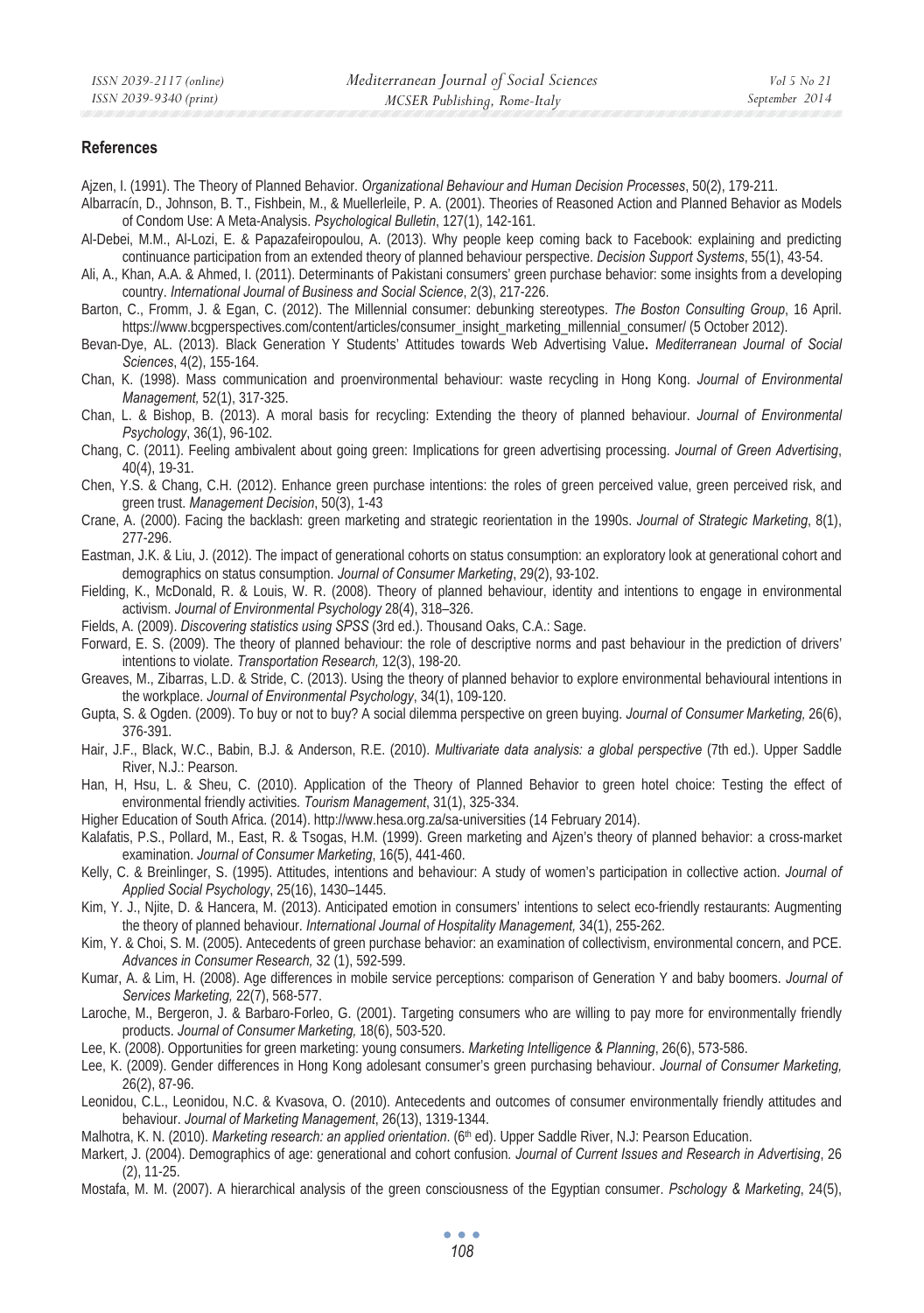## References

Ajzen, I. (1991). The Theory of Planned Behavior. *Organizational Behaviour and Human Decision Processes*, 50(2), 179-211.

Albarracín, D., Johnson, B. T., Fishbein, M., & Muellerleile, P. A. (2001). Theories of Reasoned Action and Planned Behavior as Models of Condom Use: A Meta-Analysis. *Psychological Bulletin*, 127(1), 142-161.

Al-Debei, M.M., Al-Lozi, E. & Papazafeiropoulou, A. (2013). Why people keep coming back to Facebook: explaining and predicting continuance participation from an extended theory of planned behaviour perspective. *Decision Support Systems*, 55(1), 43-54.

Ali, A., Khan, A.A. & Ahmed, I. (2011). Determinants of Pakistani consumers' green purchase behavior: some insights from a developing country. *International Journal of Business and Social Science*, 2(3), 217-226.

Barton, C., Fromm, J. & Egan, C. (2012). The Millennial consumer: debunking stereotypes. *The Boston Consulting Group*, 16 April. https://www.bcgperspectives.com/content/articles/consumer_insight_marketing_millennial_consumer/ (5 October 2012).

Bevan-Dye, AL. (2013). Black Generation Y Students' Attitudes towards Web Advertising Value**.** *Mediterranean Journal of Social Sciences*, 4(2), 155-164.

Chan, K. (1998). Mass communication and proenvironmental behaviour: waste recycling in Hong Kong. *Journal of Environmental Management,* 52(1), 317-325.

Chan, L. & Bishop, B. (2013). A moral basis for recycling: Extending the theory of planned behaviour. *Journal of Environmental Psychology*, 36(1), 96-102.

Chang, C. (2011). Feeling ambivalent about going green: Implications for green advertising processing. *Journal of Green Advertising*, 40(4), 19-31.

Chen, Y.S. & Chang, C.H. (2012). Enhance green purchase intentions: the roles of green perceived value, green perceived risk, and green trust. *Management Decision*, 50(3), 1-43

Crane, A. (2000). Facing the backlash: green marketing and strategic reorientation in the 1990s. *Journal of Strategic Marketing*, 8(1), 277-296.

Eastman, J.K. & Liu, J. (2012). The impact of generational cohorts on status consumption: an exploratory look at generational cohort and demographics on status consumption. *Journal of Consumer Marketing*, 29(2), 93-102.

Fielding, K., McDonald, R. & Louis, W. R. (2008). Theory of planned behaviour, identity and intentions to engage in environmental activism. *Journal of Environmental Psychology* 28(4), 318–326.

Fields, A. (2009). *Discovering statistics using SPSS* (3rd ed.). Thousand Oaks, C.A.: Sage.

Forward, E. S. (2009). The theory of planned behaviour: the role of descriptive norms and past behaviour in the prediction of drivers' intentions to violate. *Transportation Research,* 12(3), 198-20.

Greaves, M., Zibarras, L.D. & Stride, C. (2013). Using the theory of planned behavior to explore environmental behavioural intentions in the workplace. *Journal of Environmental Psychology*, 34(1), 109-120.

Gupta, S. & Ogden. (2009). To buy or not to buy? A social dilemma perspective on green buying. *Journal of Consumer Marketing,* 26(6), 376-391.

Hair, J.F., Black, W.C., Babin, B.J. & Anderson, R.E. (2010). *Multivariate data analysis: a global perspective* (7th ed.). Upper Saddle River, N.J.: Pearson.

Han, H, Hsu, L. & Sheu, C. (2010). Application of the Theory of Planned Behavior to green hotel choice: Testing the effect of environmental friendly activities. *Tourism Management*, 31(1), 325-334.

Higher Education of South Africa. (2014). http://www.hesa.org.za/sa-universities (14 February 2014).

Kalafatis, P.S., Pollard, M., East, R. & Tsogas, H.M. (1999). Green marketing and Ajzen's theory of planned behavior: a cross-market examination. *Journal of Consumer Marketing*, 16(5), 441-460.

Kelly, C. & Breinlinger, S. (1995). Attitudes, intentions and behaviour: A study of women's participation in collective action. *Journal of Applied Social Psychology*, 25(16), 1430–1445.

Kim, Y. J., Njite, D. & Hancera, M. (2013). Anticipated emotion in consumers' intentions to select eco-friendly restaurants: Augmenting the theory of planned behaviour. *International Journal of Hospitality Management,* 34(1), 255-262.

Kim, Y. & Choi, S. M. (2005). Antecedents of green purchase behavior: an examination of collectivism, environmental concern, and PCE. *Advances in Consumer Research,* 32 (1), 592-599.

Kumar, A. & Lim, H. (2008). Age differences in mobile service perceptions: comparison of Generation Y and baby boomers. *Journal of Services Marketing,* 22(7), 568-577.

Laroche, M., Bergeron, J. & Barbaro-Forleo, G. (2001). Targeting consumers who are willing to pay more for environmentally friendly products. *Journal of Consumer Marketing,* 18(6), 503-520.

Lee, K. (2008). Opportunities for green marketing: young consumers. *Marketing Intelligence & Planning*, 26(6), 573-586.

Lee, K. (2009). Gender differences in Hong Kong adolesant consumer's green purchasing behaviour. *Journal of Consumer Marketing,* 26(2), 87-96.

Leonidou, C.L., Leonidou, N.C. & Kvasova, O. (2010). Antecedents and outcomes of consumer environmentally friendly attitudes and behaviour. *Journal of Marketing Management*, 26(13), 1319-1344.

Malhotra, K. N. (2010). *Marketing research: an applied orientation*. (6th ed). Upper Saddle River, N.J: Pearson Education.

Markert, J. (2004). Demographics of age: generational and cohort confusion. *Journal of Current Issues and Research in Advertising*, 26 (2), 11-25.

Mostafa, M. M. (2007). A hierarchical analysis of the green consciousness of the Egyptian consumer. *Pschology & Marketing*, 24(5),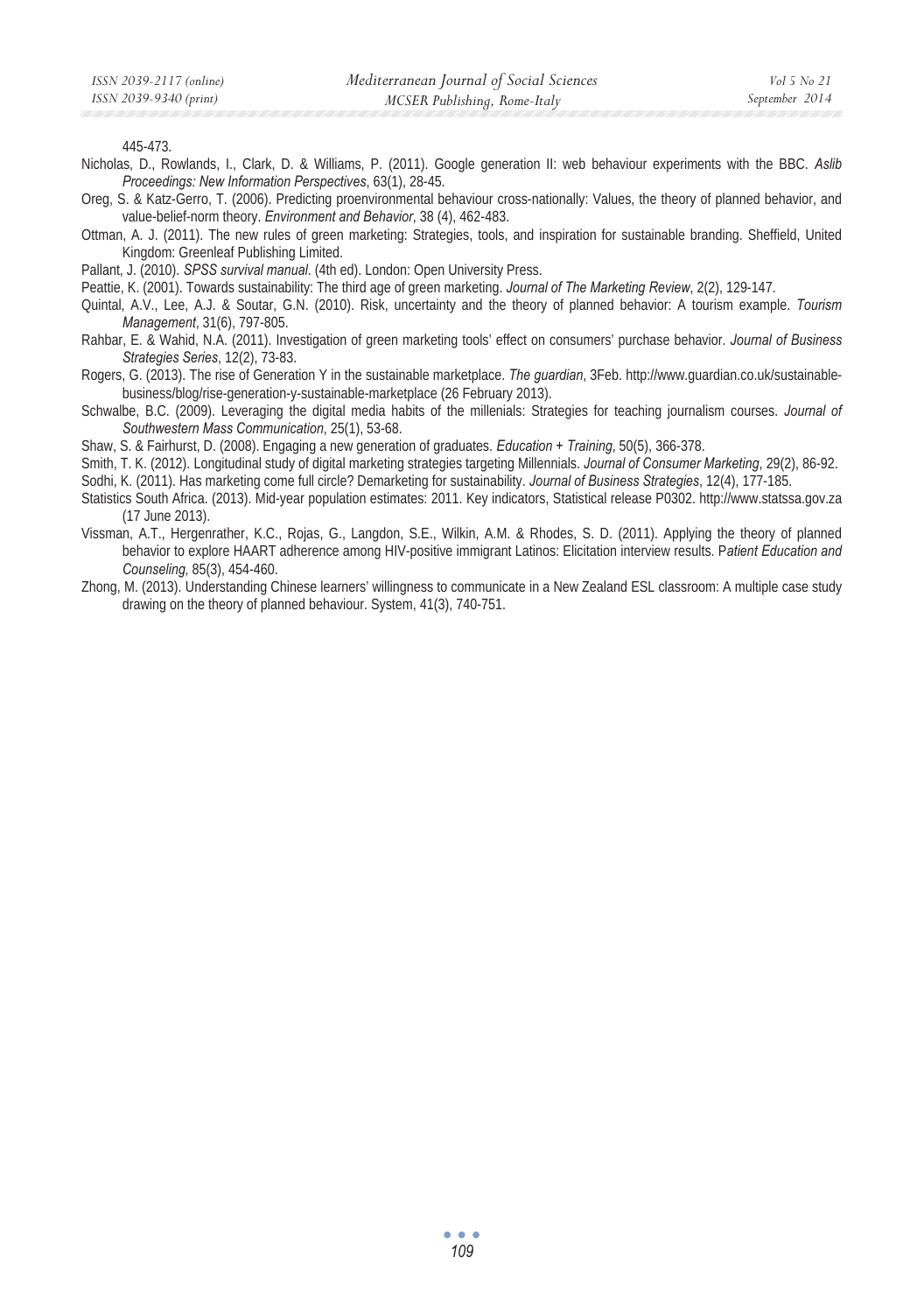445-473.

Nicholas, D., Rowlands, I., Clark, D. & Williams, P. (2011). Google generation II: web behaviour experiments with the BBC. *Aslib Proceedings: New Information Perspectives*, 63(1), 28-45.

Oreg, S. & Katz-Gerro, T. (2006). Predicting proenvironmental behaviour cross-nationally: Values, the theory of planned behavior, and value-belief-norm theory. *Environment and Behavior*, 38 (4), 462-483.

Ottman, A. J. (2011). The new rules of green marketing: Strategies, tools, and inspiration for sustainable branding. Sheffield, United Kingdom: Greenleaf Publishing Limited.

Pallant, J. (2010). *SPSS survival manual*. (4th ed). London: Open University Press.

Peattie, K. (2001). Towards sustainability: The third age of green marketing. *Journal of The Marketing Review*, 2(2), 129-147.

Quintal, A.V., Lee, A.J. & Soutar, G.N. (2010). Risk, uncertainty and the theory of planned behavior: A tourism example. *Tourism Management*, 31(6), 797-805.

Rahbar, E. & Wahid, N.A. (2011). Investigation of green marketing tools' effect on consumers' purchase behavior. *Journal of Business Strategies Series*, 12(2), 73-83.

Rogers, G. (2013). The rise of Generation Y in the sustainable marketplace. *The guardian*, 3Feb. http://www.guardian.co.uk/sustainable-business/blog/rise-generation-y-sustainable-marketplace (26 February 2013).

Schwalbe, B.C. (2009). Leveraging the digital media habits of the millenials: Strategies for teaching journalism courses. *Journal of Southwestern Mass Communication*, 25(1), 53-68.

Shaw, S. & Fairhurst, D. (2008). Engaging a new generation of graduates. *Education + Training*, 50(5), 366-378.

Smith, T. K. (2012). Longitudinal study of digital marketing strategies targeting Millennials. *Journal of Consumer Marketing*, 29(2), 86-92.

Sodhi, K. (2011). Has marketing come full circle? Demarketing for sustainability. *Journal of Business Strategies*, 12(4), 177-185.

Statistics South Africa. (2013). Mid-year population estimates: 2011. Key indicators, Statistical release P0302. http://www.statssa.gov.za (17 June 2013).

Vissman, A.T., Hergenrather, K.C., Rojas, G., Langdon, S.E., Wilkin, A.M. & Rhodes, S. D. (2011). Applying the theory of planned behavior to explore HAART adherence among HIV-positive immigrant Latinos: Elicitation interview results. P*atient Education and Counseling,* 85(3), 454-460.

Zhong, M. (2013). Understanding Chinese learners' willingness to communicate in a New Zealand ESL classroom: A multiple case study drawing on the theory of planned behaviour. System, 41(3), 740-751.